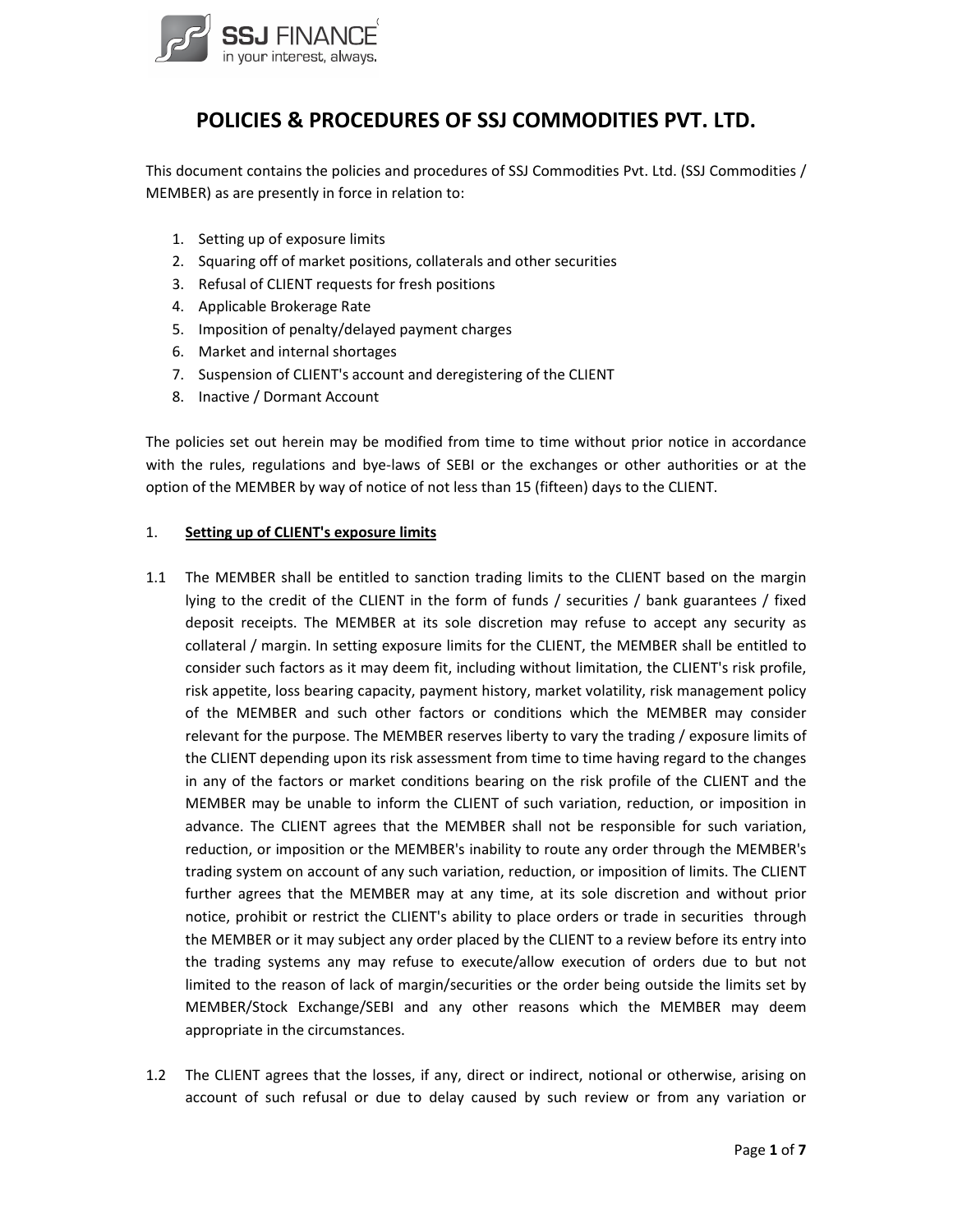# POLICIES & PROCEDURES OF SSJ COMMODITIES PVT. LTD.

This document contains the policies and procedures of SSJ Commodities Pvt. Ltd. (SSJ Commodities / MEMBER) as are presently in force in relation to:

1. Setting up of exposure limits
2. Squaring off of market positions, collaterals and other securities
3. Refusal of CLIENT requests for fresh positions
4. Applicable Brokerage Rate
5. Imposition of penalty/delayed payment charges
6. Market and internal shortages
7. Suspension of CLIENT's account and deregistering of the CLIENT
8. Inactive / Dormant Account

The policies set out herein may be modified from time to time without prior notice in accordance with the rules, regulations and bye-laws of SEBI or the exchanges or other authorities or at the option of the MEMBER by way of notice of not less than 15 (fifteen) days to the CLIENT.

## 1. Setting up of CLIENT's exposure limits

1.1 The MEMBER shall be entitled to sanction trading limits to the CLIENT based on the margin lying to the credit of the CLIENT in the form of funds / securities / bank guarantees / fixed deposit receipts. The MEMBER at its sole discretion may refuse to accept any security as collateral / margin. In setting exposure limits for the CLIENT, the MEMBER shall be entitled to consider such factors as it may deem fit, including without limitation, the CLIENT's risk profile, risk appetite, loss bearing capacity, payment history, market volatility, risk management policy of the MEMBER and such other factors or conditions which the MEMBER may consider relevant for the purpose. The MEMBER reserves liberty to vary the trading / exposure limits of the CLIENT depending upon its risk assessment from time to time having regard to the changes in any of the factors or market conditions bearing on the risk profile of the CLIENT and the MEMBER may be unable to inform the CLIENT of such variation, reduction, or imposition in advance. The CLIENT agrees that the MEMBER shall not be responsible for such variation, reduction, or imposition or the MEMBER's inability to route any order through the MEMBER's trading system on account of any such variation, reduction, or imposition of limits. The CLIENT further agrees that the MEMBER may at any time, at its sole discretion and without prior notice, prohibit or restrict the CLIENT's ability to place orders or trade in securities through the MEMBER or it may subject any order placed by the CLIENT to a review before its entry into the trading systems any may refuse to execute/allow execution of orders due to but not limited to the reason of lack of margin/securities or the order being outside the limits set by MEMBER/Stock Exchange/SEBI and any other reasons which the MEMBER may deem appropriate in the circumstances.

1.2 The CLIENT agrees that the losses, if any, direct or indirect, notional or otherwise, arising on account of such refusal or due to delay caused by such review or from any variation or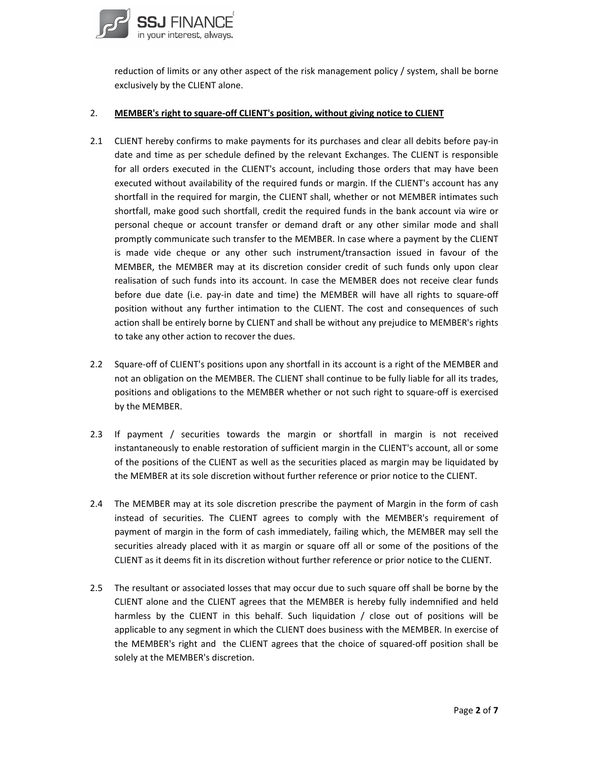reduction of limits or any other aspect of the risk management policy / system, shall be borne exclusively by the CLIENT alone.

2. **MEMBER's right to square-off CLIENT's position, without giving notice to CLIENT**

2.1 CLIENT hereby confirms to make payments for its purchases and clear all debits before pay-in date and time as per schedule defined by the relevant Exchanges. The CLIENT is responsible for all orders executed in the CLIENT's account, including those orders that may have been executed without availability of the required funds or margin. If the CLIENT's account has any shortfall in the required for margin, the CLIENT shall, whether or not MEMBER intimates such shortfall, make good such shortfall, credit the required funds in the bank account via wire or personal cheque or account transfer or demand draft or any other similar mode and shall promptly communicate such transfer to the MEMBER. In case where a payment by the CLIENT is made vide cheque or any other such instrument/transaction issued in favour of the MEMBER, the MEMBER may at its discretion consider credit of such funds only upon clear realisation of such funds into its account. In case the MEMBER does not receive clear funds before due date (i.e. pay-in date and time) the MEMBER will have all rights to square-off position without any further intimation to the CLIENT. The cost and consequences of such action shall be entirely borne by CLIENT and shall be without any prejudice to MEMBER's rights to take any other action to recover the dues.

2.2 Square-off of CLIENT's positions upon any shortfall in its account is a right of the MEMBER and not an obligation on the MEMBER. The CLIENT shall continue to be fully liable for all its trades, positions and obligations to the MEMBER whether or not such right to square-off is exercised by the MEMBER.

2.3 If payment / securities towards the margin or shortfall in margin is not received instantaneously to enable restoration of sufficient margin in the CLIENT's account, all or some of the positions of the CLIENT as well as the securities placed as margin may be liquidated by the MEMBER at its sole discretion without further reference or prior notice to the CLIENT.

2.4 The MEMBER may at its sole discretion prescribe the payment of Margin in the form of cash instead of securities. The CLIENT agrees to comply with the MEMBER's requirement of payment of margin in the form of cash immediately, failing which, the MEMBER may sell the securities already placed with it as margin or square off all or some of the positions of the CLIENT as it deems fit in its discretion without further reference or prior notice to the CLIENT.

2.5 The resultant or associated losses that may occur due to such square off shall be borne by the CLIENT alone and the CLIENT agrees that the MEMBER is hereby fully indemnified and held harmless by the CLIENT in this behalf. Such liquidation / close out of positions will be applicable to any segment in which the CLIENT does business with the MEMBER. In exercise of the MEMBER's right and the CLIENT agrees that the choice of squared-off position shall be solely at the MEMBER's discretion.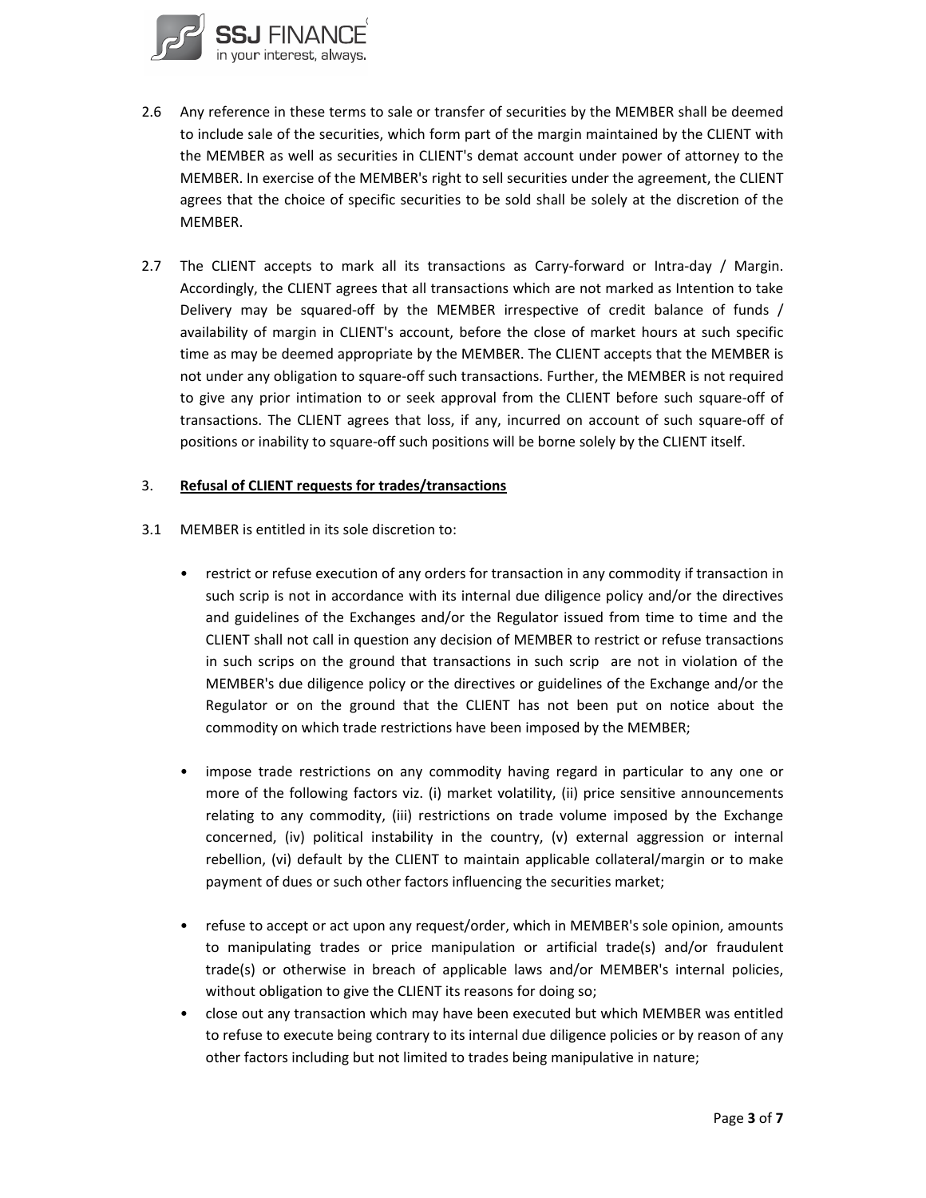2.6 Any reference in these terms to sale or transfer of securities by the MEMBER shall be deemed to include sale of the securities, which form part of the margin maintained by the CLIENT with the MEMBER as well as securities in CLIENT's demat account under power of attorney to the MEMBER. In exercise of the MEMBER's right to sell securities under the agreement, the CLIENT agrees that the choice of specific securities to be sold shall be solely at the discretion of the MEMBER.

2.7 The CLIENT accepts to mark all its transactions as Carry-forward or Intra-day / Margin. Accordingly, the CLIENT agrees that all transactions which are not marked as Intention to take Delivery may be squared-off by the MEMBER irrespective of credit balance of funds / availability of margin in CLIENT's account, before the close of market hours at such specific time as may be deemed appropriate by the MEMBER. The CLIENT accepts that the MEMBER is not under any obligation to square-off such transactions. Further, the MEMBER is not required to give any prior intimation to or seek approval from the CLIENT before such square-off of transactions. The CLIENT agrees that loss, if any, incurred on account of such square-off of positions or inability to square-off such positions will be borne solely by the CLIENT itself.

3. **<u>Refusal of CLIENT requests for trades/transactions</u>**

3.1 MEMBER is entitled in its sole discretion to:

- restrict or refuse execution of any orders for transaction in any commodity if transaction in such scrip is not in accordance with its internal due diligence policy and/or the directives and guidelines of the Exchanges and/or the Regulator issued from time to time and the CLIENT shall not call in question any decision of MEMBER to restrict or refuse transactions in such scrips on the ground that transactions in such scrip are not in violation of the MEMBER's due diligence policy or the directives or guidelines of the Exchange and/or the Regulator or on the ground that the CLIENT has not been put on notice about the commodity on which trade restrictions have been imposed by the MEMBER;

- impose trade restrictions on any commodity having regard in particular to any one or more of the following factors viz. (i) market volatility, (ii) price sensitive announcements relating to any commodity, (iii) restrictions on trade volume imposed by the Exchange concerned, (iv) political instability in the country, (v) external aggression or internal rebellion, (vi) default by the CLIENT to maintain applicable collateral/margin or to make payment of dues or such other factors influencing the securities market;

- refuse to accept or act upon any request/order, which in MEMBER's sole opinion, amounts to manipulating trades or price manipulation or artificial trade(s) and/or fraudulent trade(s) or otherwise in breach of applicable laws and/or MEMBER's internal policies, without obligation to give the CLIENT its reasons for doing so;
- close out any transaction which may have been executed but which MEMBER was entitled to refuse to execute being contrary to its internal due diligence policies or by reason of any other factors including but not limited to trades being manipulative in nature;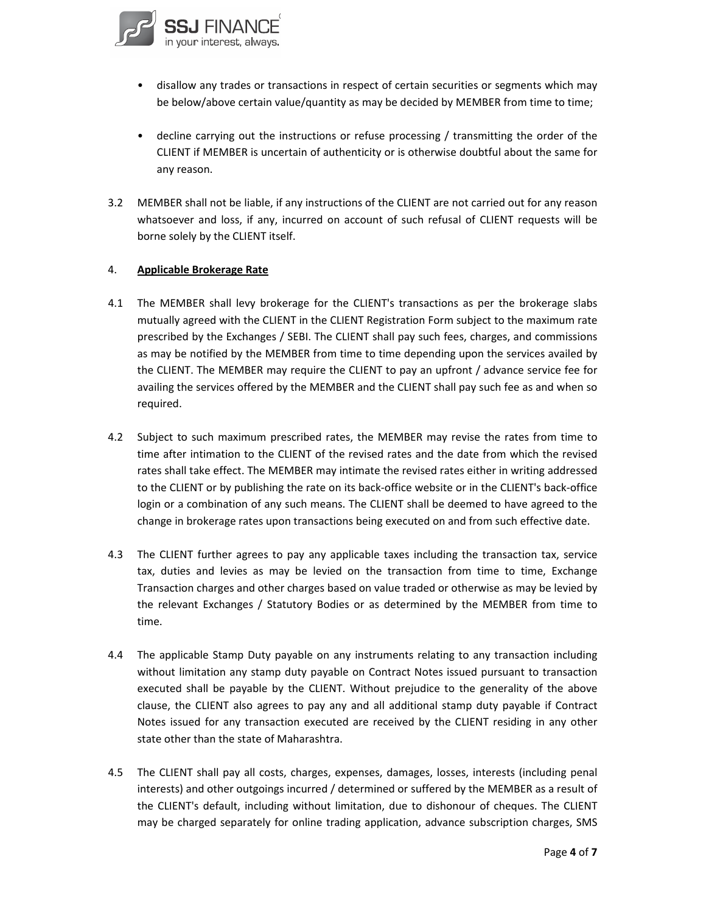- disallow any trades or transactions in respect of certain securities or segments which may be below/above certain value/quantity as may be decided by MEMBER from time to time;

- decline carrying out the instructions or refuse processing / transmitting the order of the CLIENT if MEMBER is uncertain of authenticity or is otherwise doubtful about the same for any reason.

3.2 MEMBER shall not be liable, if any instructions of the CLIENT are not carried out for any reason whatsoever and loss, if any, incurred on account of such refusal of CLIENT requests will be borne solely by the CLIENT itself.

4. **Applicable Brokerage Rate**

4.1 The MEMBER shall levy brokerage for the CLIENT's transactions as per the brokerage slabs mutually agreed with the CLIENT in the CLIENT Registration Form subject to the maximum rate prescribed by the Exchanges / SEBI. The CLIENT shall pay such fees, charges, and commissions as may be notified by the MEMBER from time to time depending upon the services availed by the CLIENT. The MEMBER may require the CLIENT to pay an upfront / advance service fee for availing the services offered by the MEMBER and the CLIENT shall pay such fee as and when so required.

4.2 Subject to such maximum prescribed rates, the MEMBER may revise the rates from time to time after intimation to the CLIENT of the revised rates and the date from which the revised rates shall take effect. The MEMBER may intimate the revised rates either in writing addressed to the CLIENT or by publishing the rate on its back-office website or in the CLIENT's back-office login or a combination of any such means. The CLIENT shall be deemed to have agreed to the change in brokerage rates upon transactions being executed on and from such effective date.

4.3 The CLIENT further agrees to pay any applicable taxes including the transaction tax, service tax, duties and levies as may be levied on the transaction from time to time, Exchange Transaction charges and other charges based on value traded or otherwise as may be levied by the relevant Exchanges / Statutory Bodies or as determined by the MEMBER from time to time.

4.4 The applicable Stamp Duty payable on any instruments relating to any transaction including without limitation any stamp duty payable on Contract Notes issued pursuant to transaction executed shall be payable by the CLIENT. Without prejudice to the generality of the above clause, the CLIENT also agrees to pay any and all additional stamp duty payable if Contract Notes issued for any transaction executed are received by the CLIENT residing in any other state other than the state of Maharashtra.

4.5 The CLIENT shall pay all costs, charges, expenses, damages, losses, interests (including penal interests) and other outgoings incurred / determined or suffered by the MEMBER as a result of the CLIENT's default, including without limitation, due to dishonour of cheques. The CLIENT may be charged separately for online trading application, advance subscription charges, SMS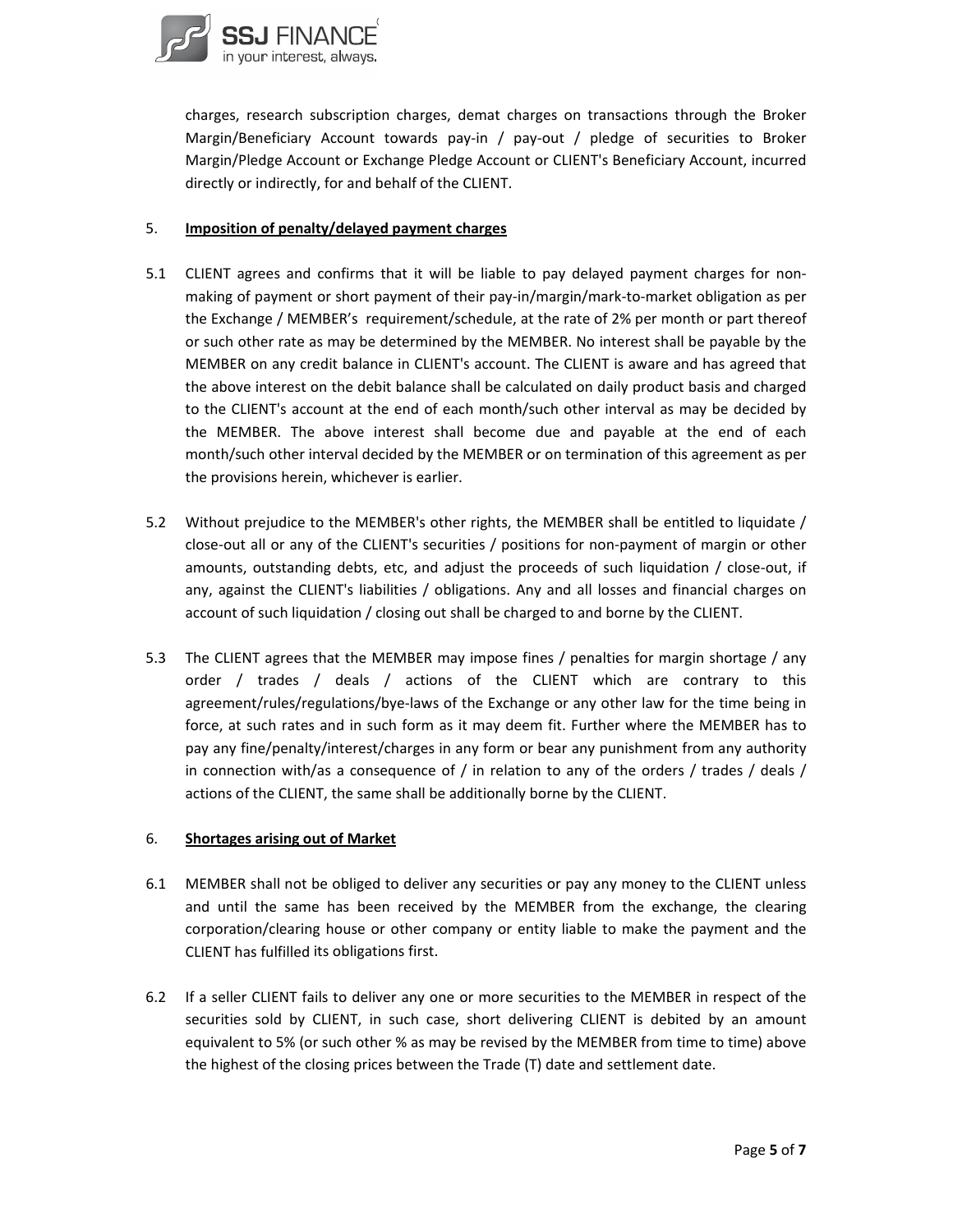charges, research subscription charges, demat charges on transactions through the Broker Margin/Beneficiary Account towards pay-in / pay-out / pledge of securities to Broker Margin/Pledge Account or Exchange Pledge Account or CLIENT's Beneficiary Account, incurred directly or indirectly, for and behalf of the CLIENT.

5. **Imposition of penalty/delayed payment charges**

5.1 CLIENT agrees and confirms that it will be liable to pay delayed payment charges for non-making of payment or short payment of their pay-in/margin/mark-to-market obligation as per the Exchange / MEMBER's requirement/schedule, at the rate of 2% per month or part thereof or such other rate as may be determined by the MEMBER. No interest shall be payable by the MEMBER on any credit balance in CLIENT's account. The CLIENT is aware and has agreed that the above interest on the debit balance shall be calculated on daily product basis and charged to the CLIENT's account at the end of each month/such other interval as may be decided by the MEMBER. The above interest shall become due and payable at the end of each month/such other interval decided by the MEMBER or on termination of this agreement as per the provisions herein, whichever is earlier.

5.2 Without prejudice to the MEMBER's other rights, the MEMBER shall be entitled to liquidate / close-out all or any of the CLIENT's securities / positions for non-payment of margin or other amounts, outstanding debts, etc, and adjust the proceeds of such liquidation / close-out, if any, against the CLIENT's liabilities / obligations. Any and all losses and financial charges on account of such liquidation / closing out shall be charged to and borne by the CLIENT.

5.3 The CLIENT agrees that the MEMBER may impose fines / penalties for margin shortage / any order / trades / deals / actions of the CLIENT which are contrary to this agreement/rules/regulations/bye-laws of the Exchange or any other law for the time being in force, at such rates and in such form as it may deem fit. Further where the MEMBER has to pay any fine/penalty/interest/charges in any form or bear any punishment from any authority in connection with/as a consequence of / in relation to any of the orders / trades / deals / actions of the CLIENT, the same shall be additionally borne by the CLIENT.

6. **Shortages arising out of Market**

6.1 MEMBER shall not be obliged to deliver any securities or pay any money to the CLIENT unless and until the same has been received by the MEMBER from the exchange, the clearing corporation/clearing house or other company or entity liable to make the payment and the CLIENT has fulfilled its obligations first.

6.2 If a seller CLIENT fails to deliver any one or more securities to the MEMBER in respect of the securities sold by CLIENT, in such case, short delivering CLIENT is debited by an amount equivalent to 5% (or such other % as may be revised by the MEMBER from time to time) above the highest of the closing prices between the Trade (T) date and settlement date.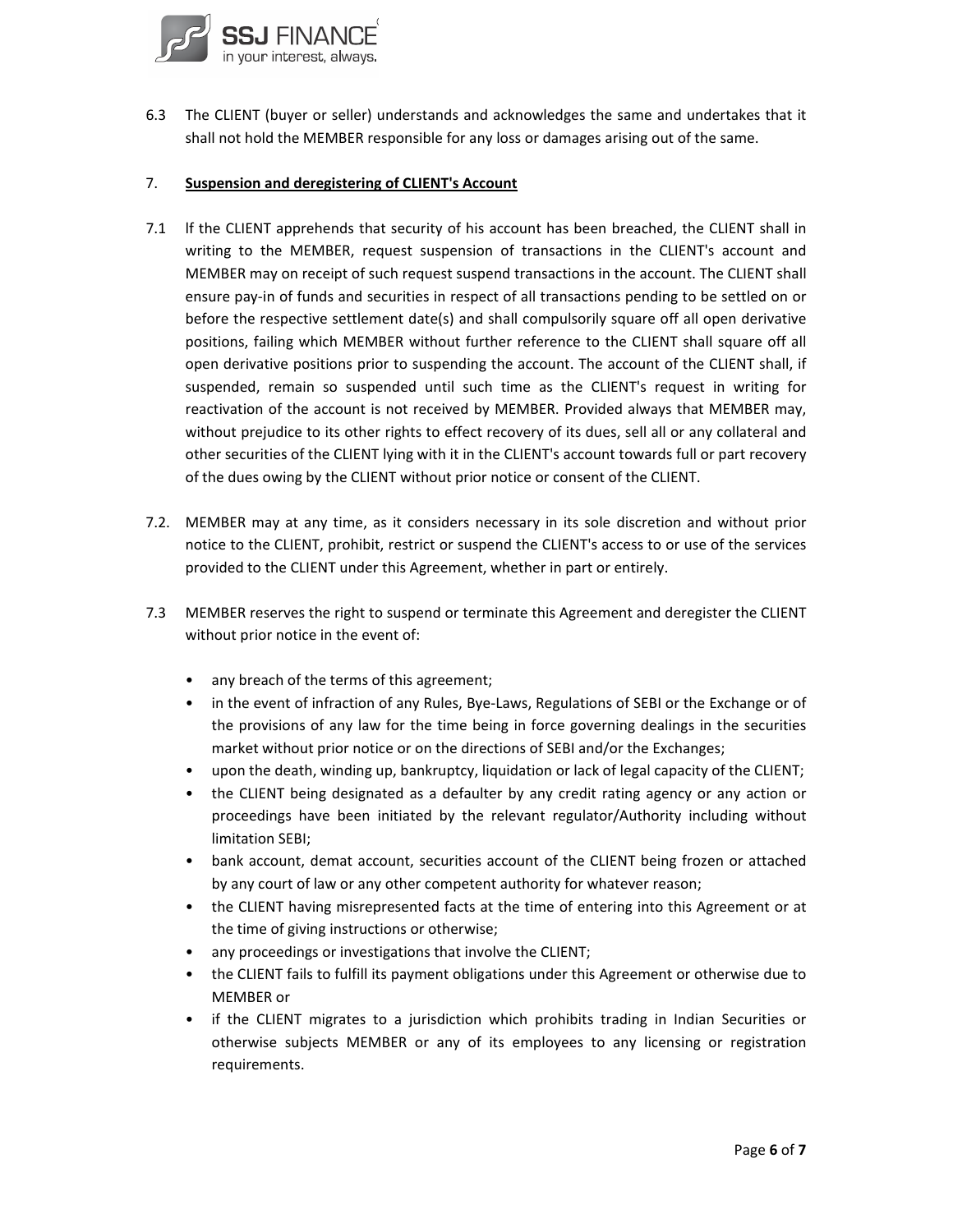6.3 The CLIENT (buyer or seller) understands and acknowledges the same and undertakes that it shall not hold the MEMBER responsible for any loss or damages arising out of the same.

## 7. **Suspension and deregistering of CLIENT's Account**

7.1 lf the CLIENT apprehends that security of his account has been breached, the CLIENT shall in writing to the MEMBER, request suspension of transactions in the CLIENT's account and MEMBER may on receipt of such request suspend transactions in the account. The CLIENT shall ensure pay-in of funds and securities in respect of all transactions pending to be settled on or before the respective settlement date(s) and shall compulsorily square off all open derivative positions, failing which MEMBER without further reference to the CLIENT shall square off all open derivative positions prior to suspending the account. The account of the CLIENT shall, if suspended, remain so suspended until such time as the CLIENT's request in writing for reactivation of the account is not received by MEMBER. Provided always that MEMBER may, without prejudice to its other rights to effect recovery of its dues, sell all or any collateral and other securities of the CLIENT lying with it in the CLIENT's account towards full or part recovery of the dues owing by the CLIENT without prior notice or consent of the CLIENT.

7.2. MEMBER may at any time, as it considers necessary in its sole discretion and without prior notice to the CLIENT, prohibit, restrict or suspend the CLIENT's access to or use of the services provided to the CLIENT under this Agreement, whether in part or entirely.

7.3 MEMBER reserves the right to suspend or terminate this Agreement and deregister the CLIENT without prior notice in the event of:

- any breach of the terms of this agreement;
- in the event of infraction of any Rules, Bye-Laws, Regulations of SEBI or the Exchange or of the provisions of any law for the time being in force governing dealings in the securities market without prior notice or on the directions of SEBI and/or the Exchanges;
- upon the death, winding up, bankruptcy, liquidation or lack of legal capacity of the CLIENT;
- the CLIENT being designated as a defaulter by any credit rating agency or any action or proceedings have been initiated by the relevant regulator/Authority including without limitation SEBI;
- bank account, demat account, securities account of the CLIENT being frozen or attached by any court of law or any other competent authority for whatever reason;
- the CLIENT having misrepresented facts at the time of entering into this Agreement or at the time of giving instructions or otherwise;
- any proceedings or investigations that involve the CLIENT;
- the CLIENT fails to fulfill its payment obligations under this Agreement or otherwise due to MEMBER or
- if the CLIENT migrates to a jurisdiction which prohibits trading in Indian Securities or otherwise subjects MEMBER or any of its employees to any licensing or registration requirements.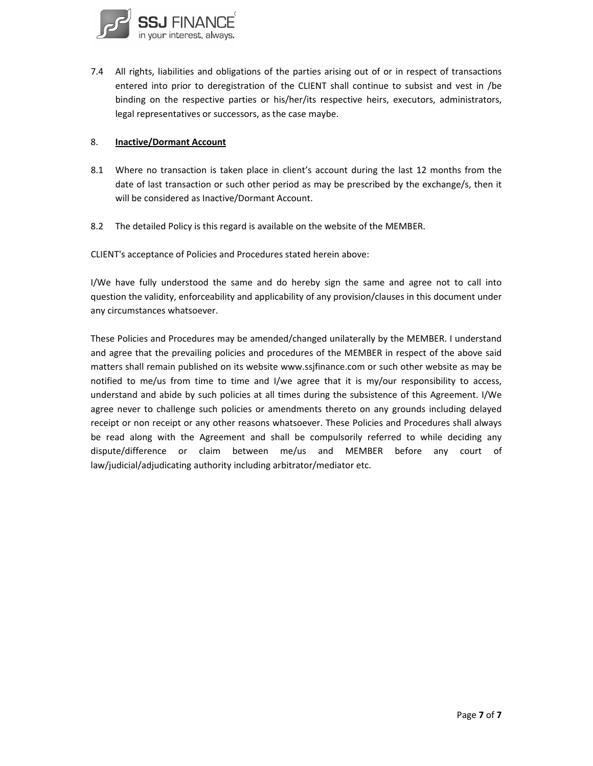7.4 All rights, liabilities and obligations of the parties arising out of or in respect of transactions entered into prior to deregistration of the CLIENT shall continue to subsist and vest in /be binding on the respective parties or his/her/its respective heirs, executors, administrators, legal representatives or successors, as the case maybe.

8. **Inactive/Dormant Account**

8.1 Where no transaction is taken place in client's account during the last 12 months from the date of last transaction or such other period as may be prescribed by the exchange/s, then it will be considered as Inactive/Dormant Account.

8.2 The detailed Policy is this regard is available on the website of the MEMBER.

CLIENT's acceptance of Policies and Procedures stated herein above:

I/We have fully understood the same and do hereby sign the same and agree not to call into question the validity, enforceability and applicability of any provision/clauses in this document under any circumstances whatsoever.

These Policies and Procedures may be amended/changed unilaterally by the MEMBER. I understand and agree that the prevailing policies and procedures of the MEMBER in respect of the above said matters shall remain published on its website www.ssjfinance.com or such other website as may be notified to me/us from time to time and I/we agree that it is my/our responsibility to access, understand and abide by such policies at all times during the subsistence of this Agreement. I/We agree never to challenge such policies or amendments thereto on any grounds including delayed receipt or non receipt or any other reasons whatsoever. These Policies and Procedures shall always be read along with the Agreement and shall be compulsorily referred to while deciding any dispute/difference or claim between me/us and MEMBER before any court of law/judicial/adjudicating authority including arbitrator/mediator etc.